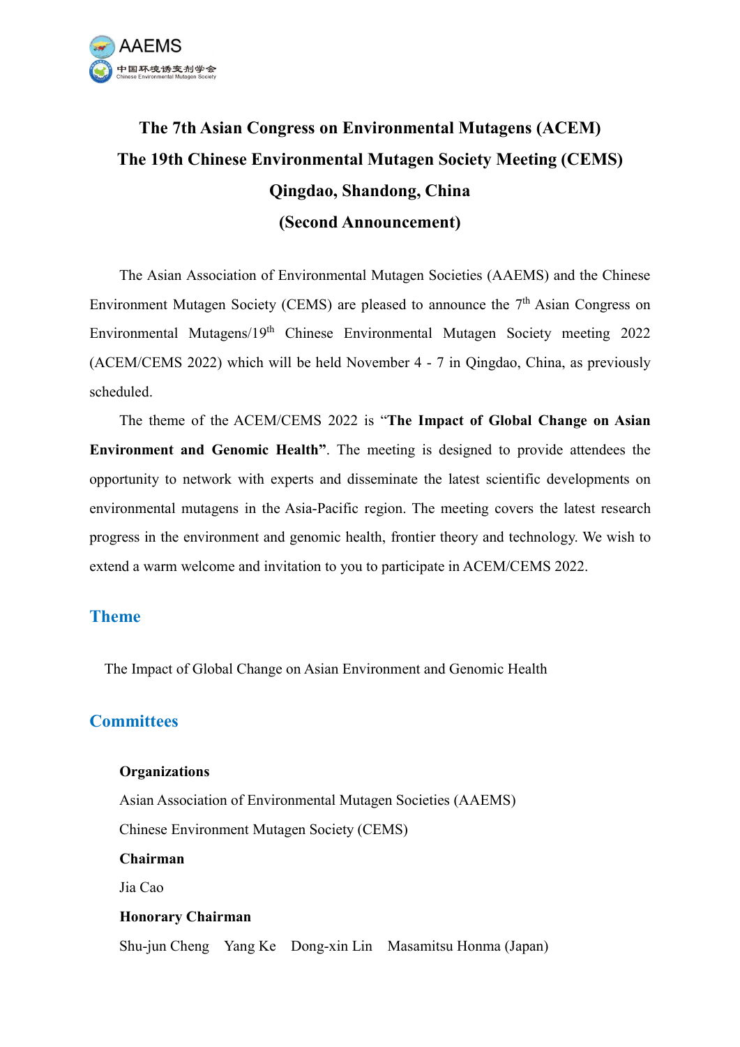AAEMS

中国环境诱变剂学会
Chinese Environmental Mutagen Society

# The 7th Asian Congress on Environmental Mutagens (ACEM)
# The 19th Chinese Environmental Mutagen Society Meeting (CEMS)
# Qingdao, Shandong, China
# (Second Announcement)

The Asian Association of Environmental Mutagen Societies (AAEMS) and the Chinese Environment Mutagen Society (CEMS) are pleased to announce the 7$^{th}$ Asian Congress on Environmental Mutagens/19$^{th}$ Chinese Environmental Mutagen Society meeting 2022 (ACEM/CEMS 2022) which will be held November 4 - 7 in Qingdao, China, as previously scheduled.

The theme of the ACEM/CEMS 2022 is "**The Impact of Global Change on Asian Environment and Genomic Health**". The meeting is designed to provide attendees the opportunity to network with experts and disseminate the latest scientific developments on environmental mutagens in the Asia-Pacific region. The meeting covers the latest research progress in the environment and genomic health, frontier theory and technology. We wish to extend a warm welcome and invitation to you to participate in ACEM/CEMS 2022.

## Theme

The Impact of Global Change on Asian Environment and Genomic Health

## Committees

**Organizations**

Asian Association of Environmental Mutagen Societies (AAEMS)

Chinese Environment Mutagen Society (CEMS)

**Chairman**

Jia Cao

**Honorary Chairman**

Shu-jun Cheng　Yang Ke　Dong-xin Lin　Masamitsu Honma (Japan)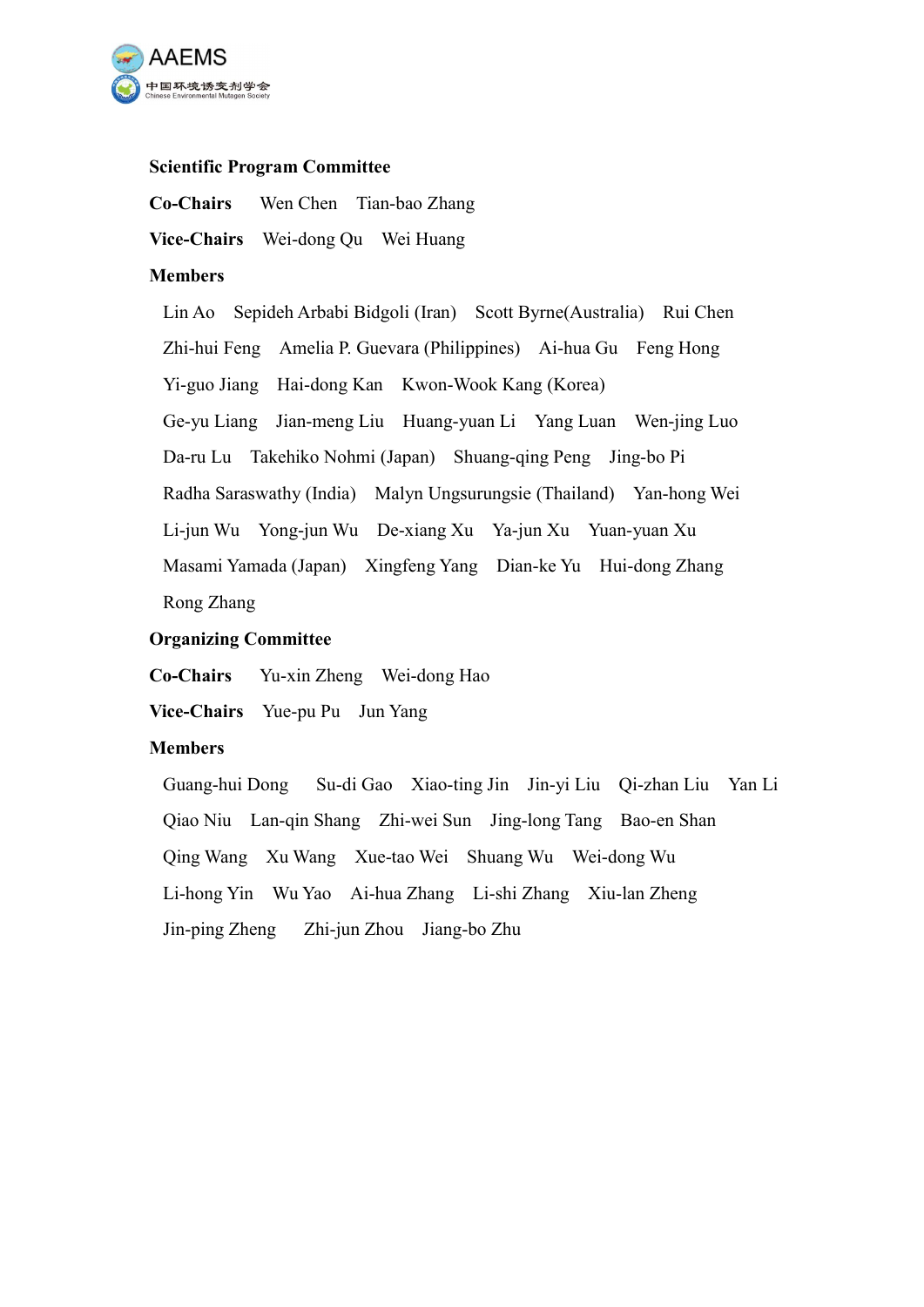## Scientific Program Committee

**Co-Chairs** Wen Chen Tian-bao Zhang

**Vice-Chairs** Wei-dong Qu Wei Huang

**Members**

Lin Ao Sepideh Arbabi Bidgoli (Iran) Scott Byrne(Australia) Rui Chen
Zhi-hui Feng Amelia P. Guevara (Philippines) Ai-hua Gu Feng Hong
Yi-guo Jiang Hai-dong Kan Kwon-Wook Kang (Korea)
Ge-yu Liang Jian-meng Liu Huang-yuan Li Yang Luan Wen-jing Luo
Da-ru Lu Takehiko Nohmi (Japan) Shuang-qing Peng Jing-bo Pi
Radha Saraswathy (India) Malyn Ungsurungsie (Thailand) Yan-hong Wei
Li-jun Wu Yong-jun Wu De-xiang Xu Ya-jun Xu Yuan-yuan Xu
Masami Yamada (Japan) Xingfeng Yang Dian-ke Yu Hui-dong Zhang
Rong Zhang

## Organizing Committee

**Co-Chairs** Yu-xin Zheng Wei-dong Hao

**Vice-Chairs** Yue-pu Pu Jun Yang

**Members**

Guang-hui Dong Su-di Gao Xiao-ting Jin Jin-yi Liu Qi-zhan Liu Yan Li
Qiao Niu Lan-qin Shang Zhi-wei Sun Jing-long Tang Bao-en Shan
Qing Wang Xu Wang Xue-tao Wei Shuang Wu Wei-dong Wu
Li-hong Yin Wu Yao Ai-hua Zhang Li-shi Zhang Xiu-lan Zheng
Jin-ping Zheng Zhi-jun Zhou Jiang-bo Zhu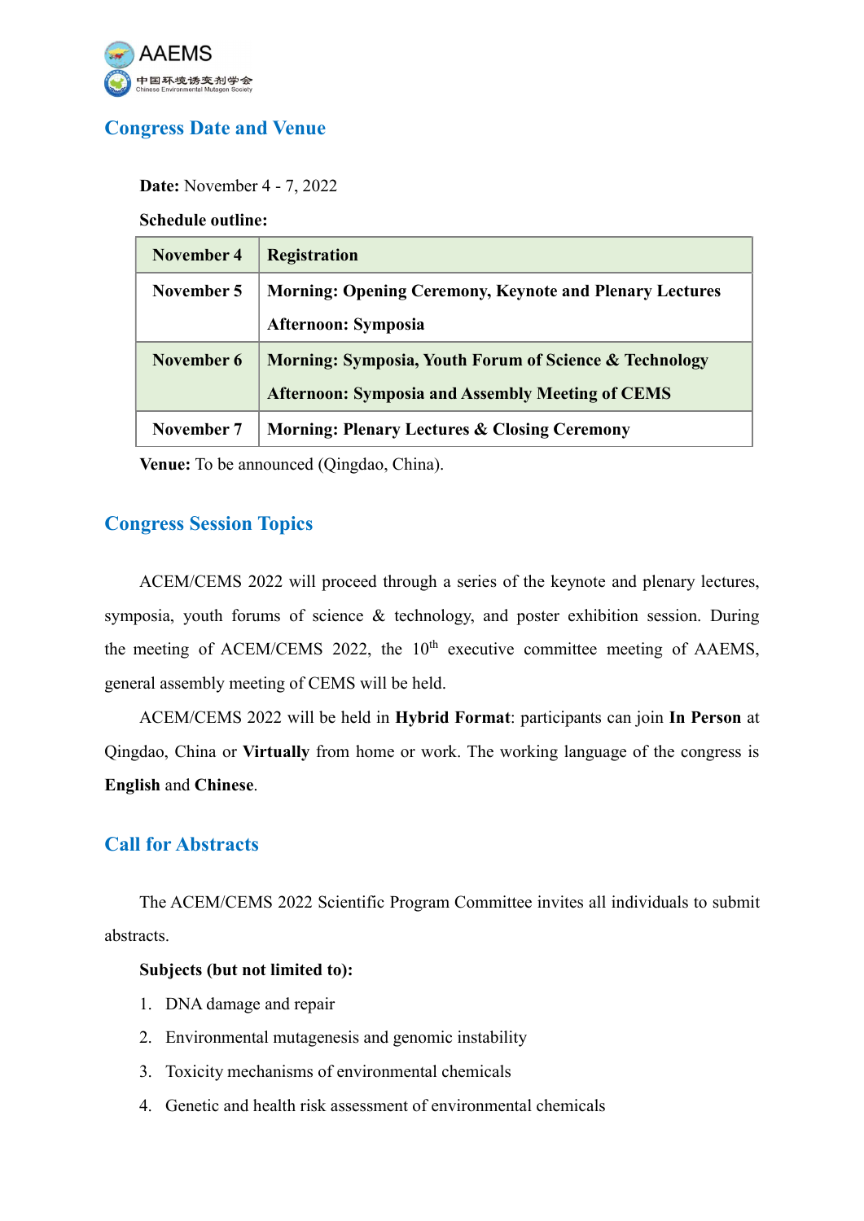## Congress Date and Venue

**Date:** November 4 - 7, 2022

**Schedule outline:**

| November 4 | Registration |
|---|---|
| November 5 | Morning: Opening Ceremony, Keynote and Plenary Lectures<br>Afternoon: Symposia |
| November 6 | Morning: Symposia, Youth Forum of Science & Technology<br>Afternoon: Symposia and Assembly Meeting of CEMS |
| November 7 | Morning: Plenary Lectures & Closing Ceremony |

**Venue:** To be announced (Qingdao, China).

## Congress Session Topics

ACEM/CEMS 2022 will proceed through a series of the keynote and plenary lectures, symposia, youth forums of science & technology, and poster exhibition session. During the meeting of ACEM/CEMS 2022, the 10$^{th}$ executive committee meeting of AAEMS, general assembly meeting of CEMS will be held.

ACEM/CEMS 2022 will be held in **Hybrid Format**: participants can join **In Person** at Qingdao, China or **Virtually** from home or work. The working language of the congress is **English** and **Chinese**.

## Call for Abstracts

The ACEM/CEMS 2022 Scientific Program Committee invites all individuals to submit abstracts.

**Subjects (but not limited to):**

1. DNA damage and repair
2. Environmental mutagenesis and genomic instability
3. Toxicity mechanisms of environmental chemicals
4. Genetic and health risk assessment of environmental chemicals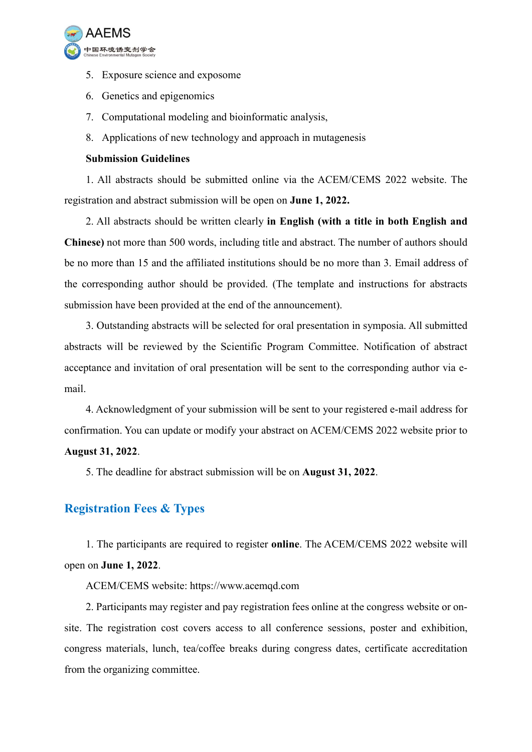5. Exposure science and exposome
6. Genetics and epigenomics
7. Computational modeling and bioinformatic analysis,
8. Applications of new technology and approach in mutagenesis

**Submission Guidelines**

1. All abstracts should be submitted online via the ACEM/CEMS 2022 website. The registration and abstract submission will be open on **June 1, 2022.**

2. All abstracts should be written clearly **in English (with a title in both English and Chinese)** not more than 500 words, including title and abstract. The number of authors should be no more than 15 and the affiliated institutions should be no more than 3. Email address of the corresponding author should be provided. (The template and instructions for abstracts submission have been provided at the end of the announcement).

3. Outstanding abstracts will be selected for oral presentation in symposia. All submitted abstracts will be reviewed by the Scientific Program Committee. Notification of abstract acceptance and invitation of oral presentation will be sent to the corresponding author via e-mail.

4. Acknowledgment of your submission will be sent to your registered e-mail address for confirmation. You can update or modify your abstract on ACEM/CEMS 2022 website prior to **August 31, 2022**.

5. The deadline for abstract submission will be on **August 31, 2022**.

## Registration Fees & Types

1. The participants are required to register **online**. The ACEM/CEMS 2022 website will open on **June 1, 2022**.

ACEM/CEMS website: https://www.acemqd.com

2. Participants may register and pay registration fees online at the congress website or on-site. The registration cost covers access to all conference sessions, poster and exhibition, congress materials, lunch, tea/coffee breaks during congress dates, certificate accreditation from the organizing committee.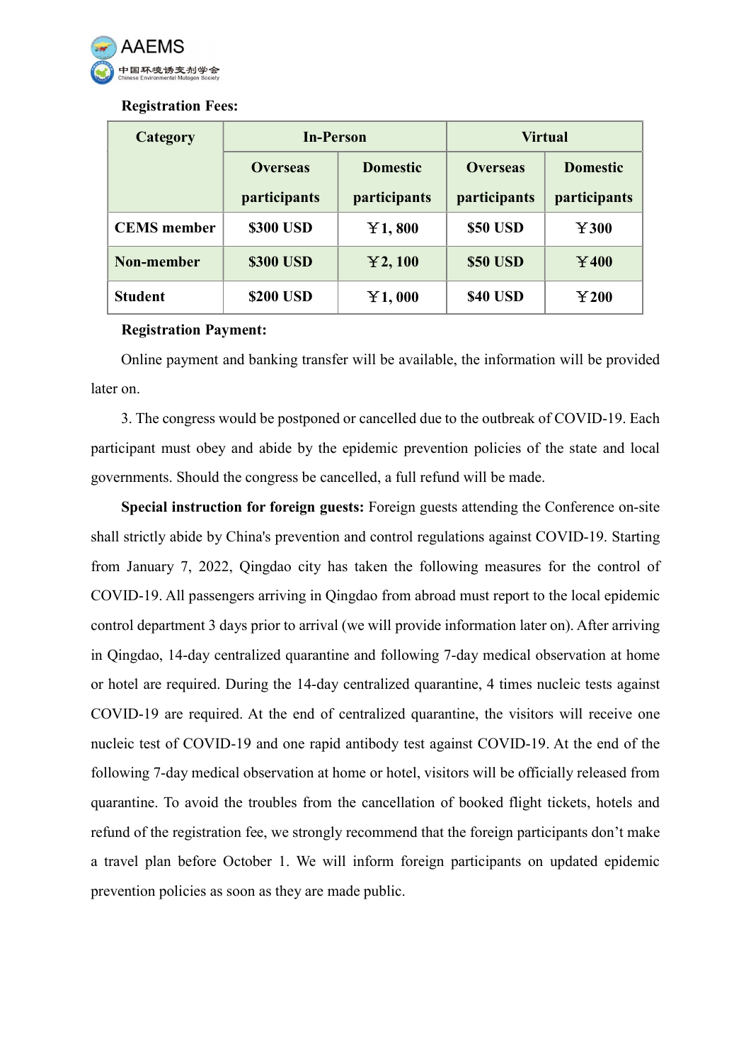**Registration Fees:**

| Category | In-Person | | Virtual | |
|---|---|---|---|---|
| | Overseas participants | Domestic participants | Overseas participants | Domestic participants |
| CEMS member | $300 USD | ￥1, 800 | $50 USD | ￥300 |
| Non-member | $300 USD | ￥2, 100 | $50 USD | ￥400 |
| Student | $200 USD | ￥1, 000 | $40 USD | ￥200 |

**Registration Payment:**

Online payment and banking transfer will be available, the information will be provided later on.

3. The congress would be postponed or cancelled due to the outbreak of COVID-19. Each participant must obey and abide by the epidemic prevention policies of the state and local governments. Should the congress be cancelled, a full refund will be made.

**Special instruction for foreign guests:** Foreign guests attending the Conference on-site shall strictly abide by China's prevention and control regulations against COVID-19. Starting from January 7, 2022, Qingdao city has taken the following measures for the control of COVID-19. All passengers arriving in Qingdao from abroad must report to the local epidemic control department 3 days prior to arrival (we will provide information later on). After arriving in Qingdao, 14-day centralized quarantine and following 7-day medical observation at home or hotel are required. During the 14-day centralized quarantine, 4 times nucleic tests against COVID-19 are required. At the end of centralized quarantine, the visitors will receive one nucleic test of COVID-19 and one rapid antibody test against COVID-19. At the end of the following 7-day medical observation at home or hotel, visitors will be officially released from quarantine. To avoid the troubles from the cancellation of booked flight tickets, hotels and refund of the registration fee, we strongly recommend that the foreign participants don't make a travel plan before October 1. We will inform foreign participants on updated epidemic prevention policies as soon as they are made public.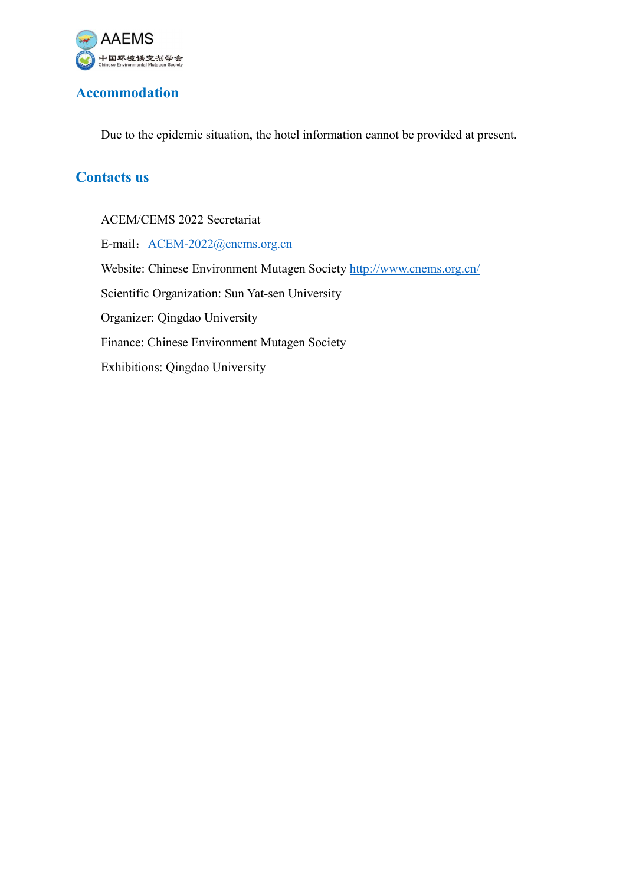## Accommodation

Due to the epidemic situation, the hotel information cannot be provided at present.

## Contacts us

ACEM/CEMS 2022 Secretariat

E-mail：ACEM-2022@cnems.org.cn

Website: Chinese Environment Mutagen Society http://www.cnems.org.cn/

Scientific Organization: Sun Yat-sen University

Organizer: Qingdao University

Finance: Chinese Environment Mutagen Society

Exhibitions: Qingdao University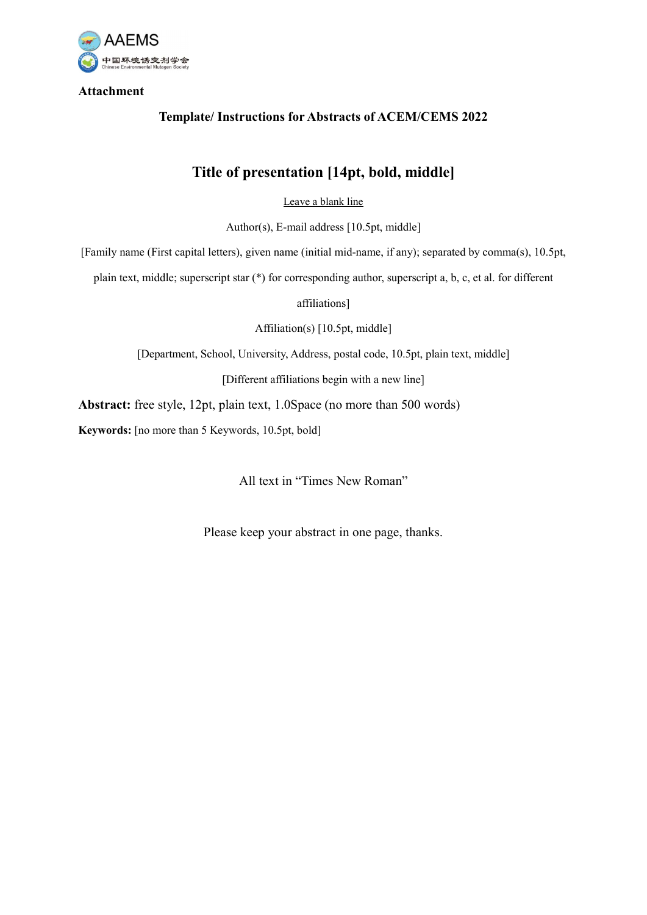AAEMS

中国环境诱变剂学会
Chinese Environmental Mutagen Society

**Attachment**

**Template/ Instructions for Abstracts of ACEM/CEMS 2022**

# Title of presentation [14pt, bold, middle]

Leave a blank line

Author(s), E-mail address [10.5pt, middle]

[Family name (First capital letters), given name (initial mid-name, if any); separated by comma(s), 10.5pt, plain text, middle; superscript star (*) for corresponding author, superscript a, b, c, et al. for different affiliations]

Affiliation(s) [10.5pt, middle]

[Department, School, University, Address, postal code, 10.5pt, plain text, middle]

[Different affiliations begin with a new line]

**Abstract:** free style, 12pt, plain text, 1.0Space (no more than 500 words)

**Keywords:** [no more than 5 Keywords, 10.5pt, bold]

All text in "Times New Roman"

Please keep your abstract in one page, thanks.